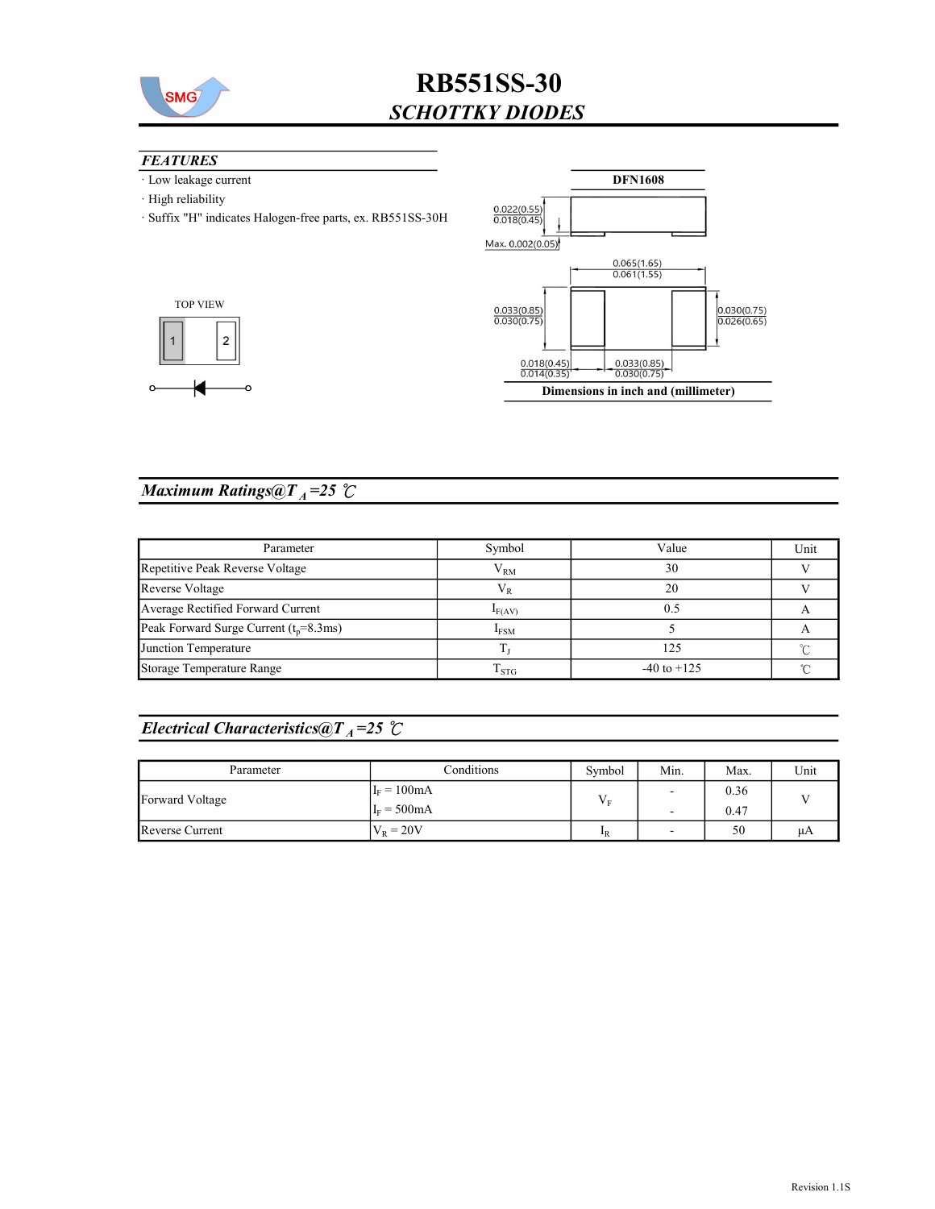# RB551SS-30

## *SCHOTTKY DIODES*

### *FEATURES*

- Low leakage current
- High reliability
- Suffix "H" indicates Halogen-free parts, ex. RB551SS-30H

TOP VIEW

1 2

**DFN1608**

0.022(0.55)
0.018(0.45)

Max. 0.002(0.05)

0.065(1.65)
0.061(1.55)

0.033(0.85)
0.030(0.75)

0.030(0.75)
0.026(0.65)

0.018(0.45)
0.014(0.35)

0.033(0.85)
0.030(0.75)

**Dimensions in inch and (millimeter)**

## *Maximum Ratings@$T_A$=25 ℃*

| Parameter | Symbol | Value | Unit |
|---|---|---|---|
| Repetitive Peak Reverse Voltage | $V_{RM}$ | 30 | V |
| Reverse Voltage | $V_R$ | 20 | V |
| Average Rectified Forward Current | $I_{F(AV)}$ | 0.5 | A |
| Peak Forward Surge Current ($t_p$=8.3ms) | $I_{FSM}$ | 5 | A |
| Junction Temperature | $T_J$ | 125 | ℃ |
| Storage Temperature Range | $T_{STG}$ | -40 to +125 | ℃ |

## *Electrical Characteristics@$T_A$=25 ℃*

| Parameter | Conditions | Symbol | Min. | Max. | Unit |
|---|---|---|---|---|---|
| Forward Voltage | $I_F$ = 100mA | $V_F$ | - | 0.36 | V |
| | $I_F$ = 500mA | | - | 0.47 | |
| Reverse Current | $V_R$ = 20V | $I_R$ | - | 50 | μA |

Revision 1.1S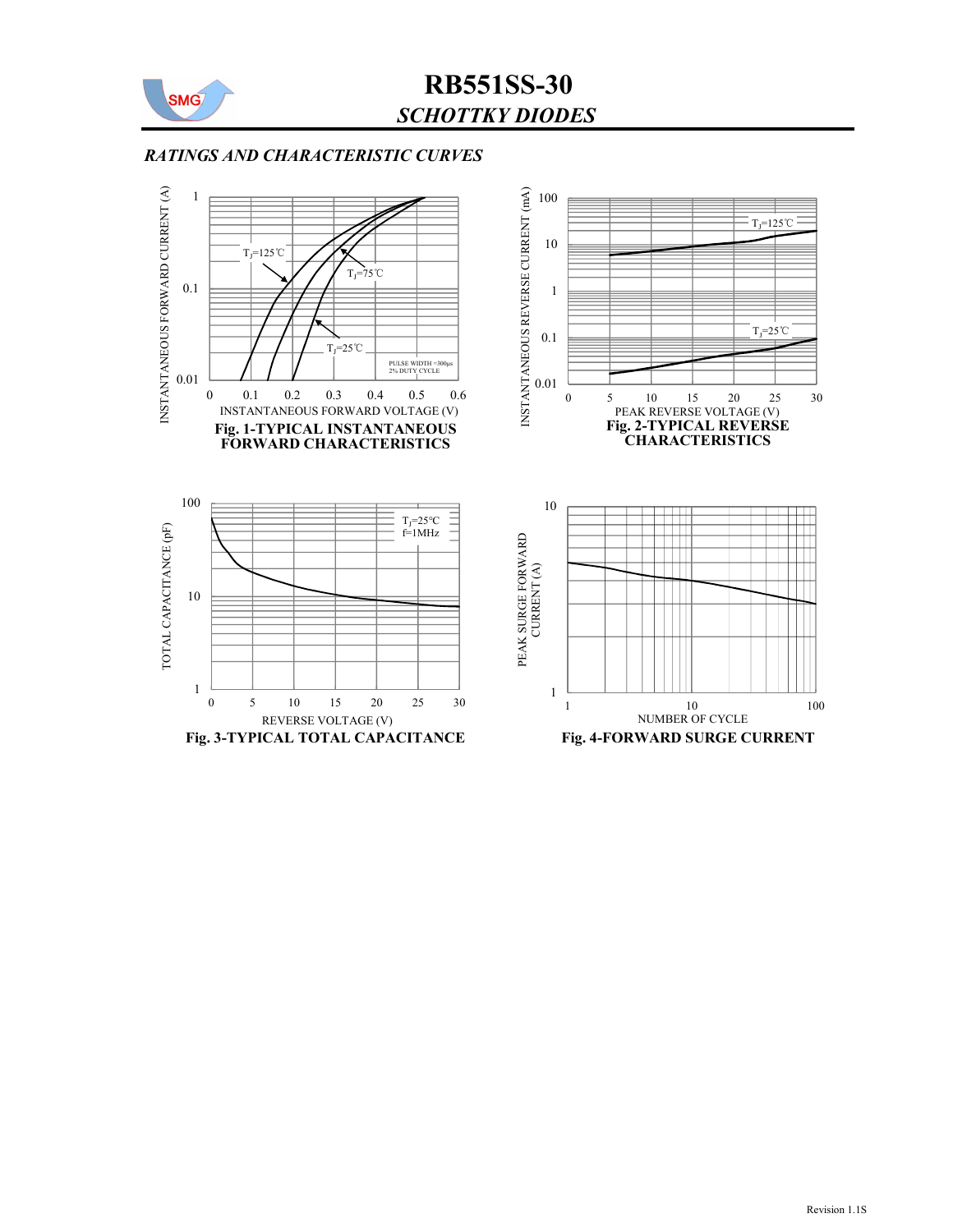# RB551SS-30

## *SCHOTTKY DIODES*

### *RATINGS AND CHARACTERISTIC CURVES*

**Fig. 1-TYPICAL INSTANTANEOUS FORWARD CHARACTERISTICS**

**Fig. 2-TYPICAL REVERSE CHARACTERISTICS**

**Fig. 3-TYPICAL TOTAL CAPACITANCE**

**Fig. 4-FORWARD SURGE CURRENT**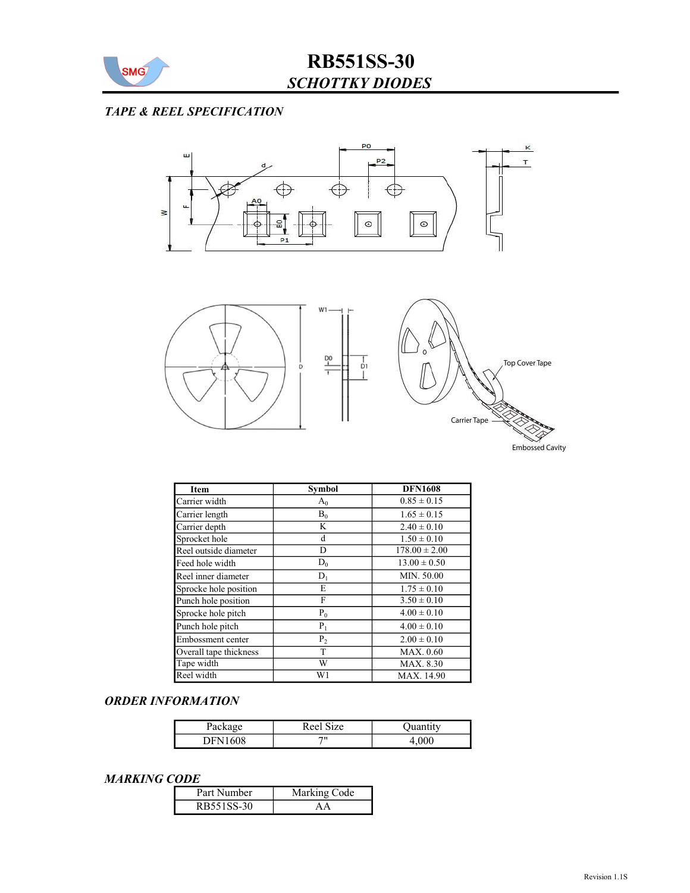# RB551SS-30

## *SCHOTTKY DIODES*

### *TAPE & REEL SPECIFICATION*

| Item | Symbol | DFN1608 |
|---|---|---|
| Carrier width | $A_0$ | 0.85 ± 0.15 |
| Carrier length | $B_0$ | 1.65 ± 0.15 |
| Carrier depth | K | 2.40 ± 0.10 |
| Sprocket hole | d | 1.50 ± 0.10 |
| Reel outside diameter | D | 178.00 ± 2.00 |
| Feed hole width | $D_0$ | 13.00 ± 0.50 |
| Reel inner diameter | $D_1$ | MIN. 50.00 |
| Sprocke hole position | E | 1.75 ± 0.10 |
| Punch hole position | F | 3.50 ± 0.10 |
| Sprocke hole pitch | $P_0$ | 4.00 ± 0.10 |
| Punch hole pitch | $P_1$ | 4.00 ± 0.10 |
| Embossment center | $P_2$ | 2.00 ± 0.10 |
| Overall tape thickness | T | MAX. 0.60 |
| Tape width | W | MAX. 8.30 |
| Reel width | W1 | MAX. 14.90 |

### *ORDER INFORMATION*

| Package | Reel Size | Quantity |
|---|---|---|
| DFN1608 | 7" | 4,000 |

### *MARKING CODE*

| Part Number | Marking Code |
|---|---|
| RB551SS-30 | AA |

Revision 1.1S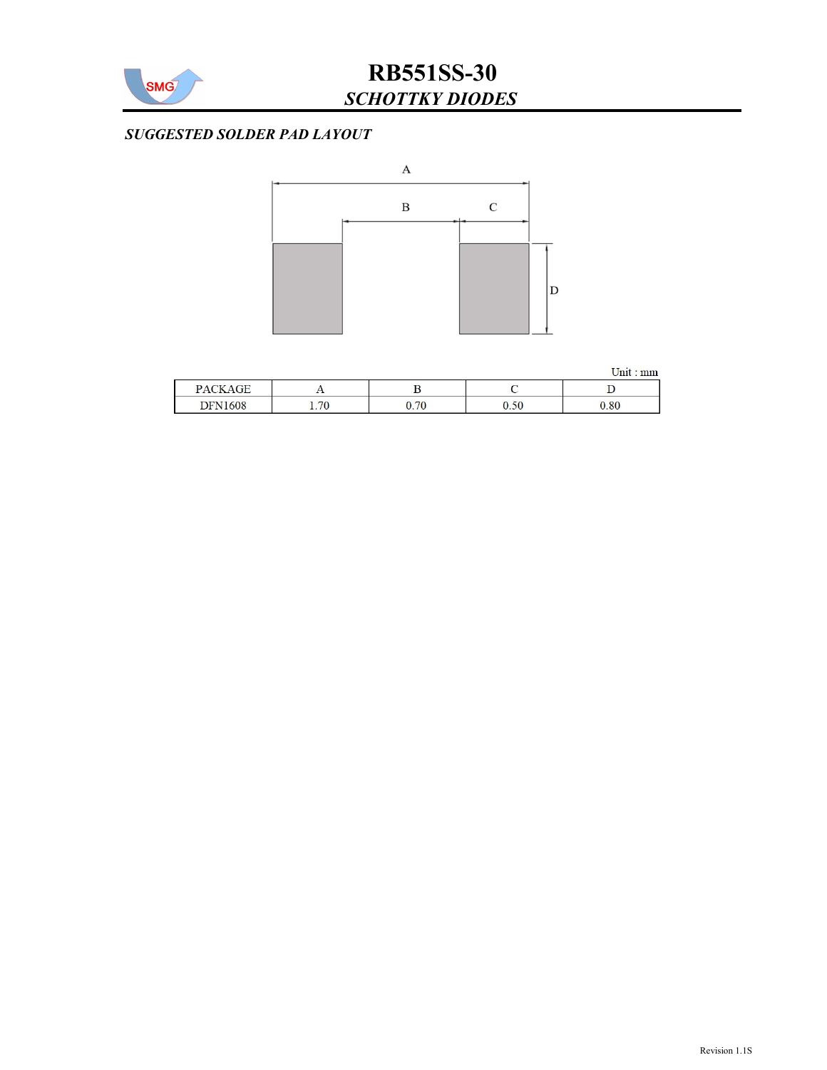## *SUGGESTED SOLDER PAD LAYOUT*

A

B

C

D

Unit : mm

| PACKAGE | A | B | C | D |
|---|---|---|---|---|
| DFN1608 | 1.70 | 0.70 | 0.50 | 0.80 |

Revision 1.1S